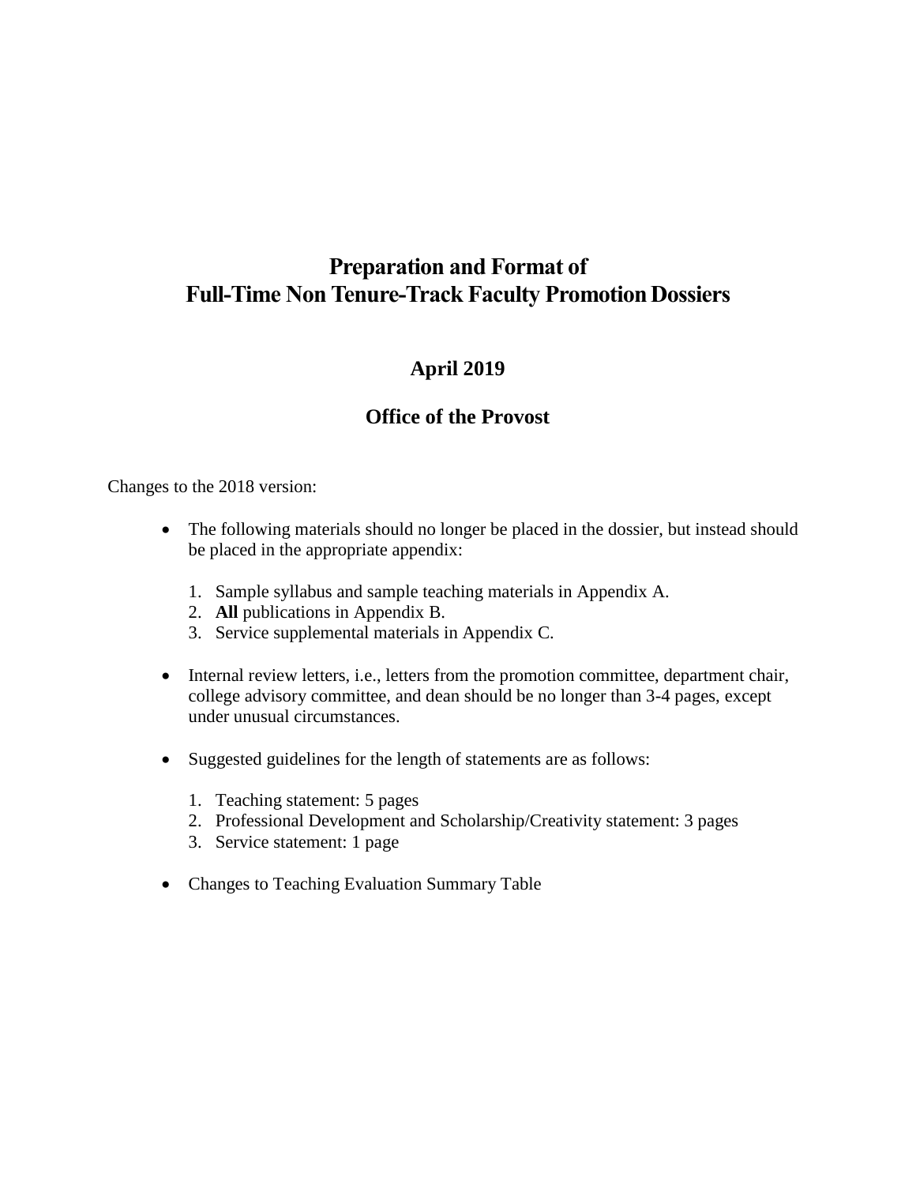# Preparation and Format of Full-Time Non Tenure-Track Faculty Promotion Dossiers

## April 2019

## Office of the Provost

Changes to the 2018 version:

- The following materials should no longer be placed in the dossier, but instead should be placed in the appropriate appendix:

  1. Sample syllabus and sample teaching materials in Appendix A.
  2. **All** publications in Appendix B.
  3. Service supplemental materials in Appendix C.

- Internal review letters, i.e., letters from the promotion committee, department chair, college advisory committee, and dean should be no longer than 3-4 pages, except under unusual circumstances.

- Suggested guidelines for the length of statements are as follows:

  1. Teaching statement: 5 pages
  2. Professional Development and Scholarship/Creativity statement: 3 pages
  3. Service statement: 1 page

- Changes to Teaching Evaluation Summary Table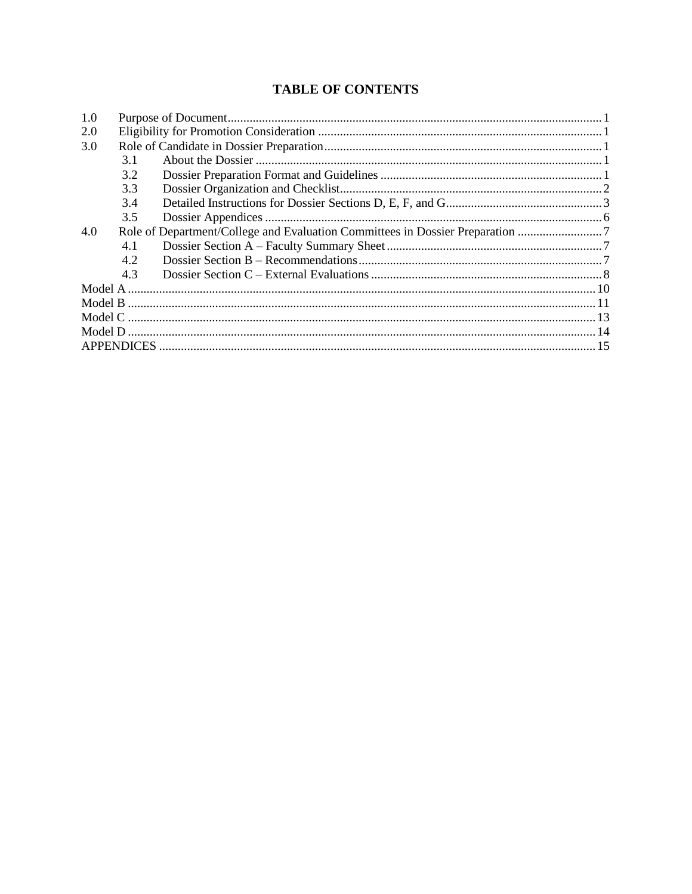# TABLE OF CONTENTS

- 1.0 Purpose of Document ........ 1
- 2.0 Eligibility for Promotion Consideration ........ 1
- 3.0 Role of Candidate in Dossier Preparation ........ 1
  - 3.1 About the Dossier ........ 1
  - 3.2 Dossier Preparation Format and Guidelines ........ 1
  - 3.3 Dossier Organization and Checklist ........ 2
  - 3.4 Detailed Instructions for Dossier Sections D, E, F, and G ........ 3
  - 3.5 Dossier Appendices ........ 6
- 4.0 Role of Department/College and Evaluation Committees in Dossier Preparation ........ 7
  - 4.1 Dossier Section A – Faculty Summary Sheet ........ 7
  - 4.2 Dossier Section B – Recommendations ........ 7
  - 4.3 Dossier Section C – External Evaluations ........ 8
- Model A ........ 10
- Model B ........ 11
- Model C ........ 13
- Model D ........ 14
- APPENDICES ........ 15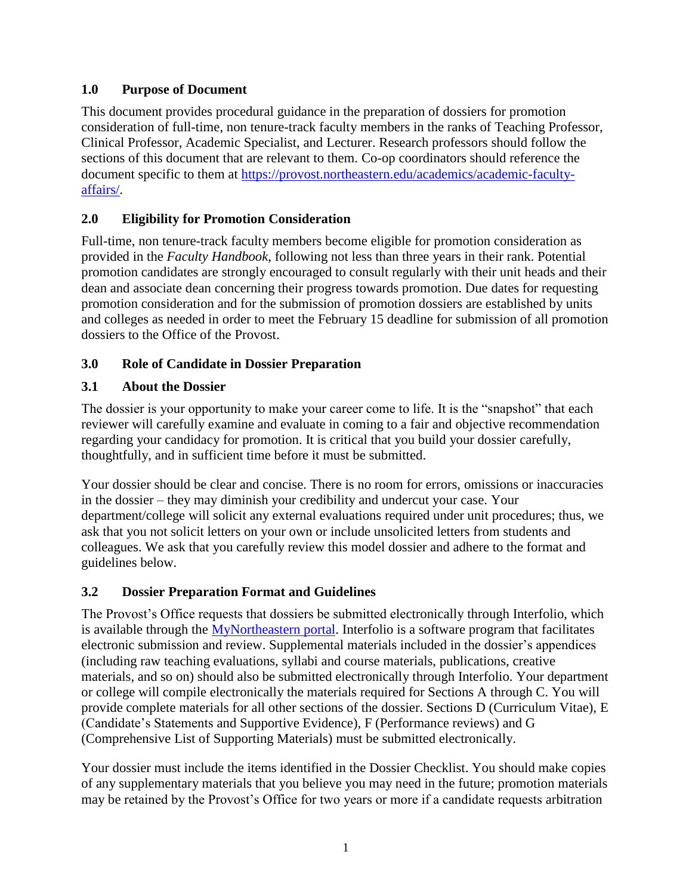## 1.0 Purpose of Document

This document provides procedural guidance in the preparation of dossiers for promotion consideration of full-time, non tenure-track faculty members in the ranks of Teaching Professor, Clinical Professor, Academic Specialist, and Lecturer. Research professors should follow the sections of this document that are relevant to them. Co-op coordinators should reference the document specific to them at [https://provost.northeastern.edu/academics/academic-faculty-affairs/](https://provost.northeastern.edu/academics/academic-faculty-affairs/).

## 2.0 Eligibility for Promotion Consideration

Full-time, non tenure-track faculty members become eligible for promotion consideration as provided in the *Faculty Handbook*, following not less than three years in their rank. Potential promotion candidates are strongly encouraged to consult regularly with their unit heads and their dean and associate dean concerning their progress towards promotion. Due dates for requesting promotion consideration and for the submission of promotion dossiers are established by units and colleges as needed in order to meet the February 15 deadline for submission of all promotion dossiers to the Office of the Provost.

## 3.0 Role of Candidate in Dossier Preparation

### 3.1 About the Dossier

The dossier is your opportunity to make your career come to life. It is the "snapshot" that each reviewer will carefully examine and evaluate in coming to a fair and objective recommendation regarding your candidacy for promotion. It is critical that you build your dossier carefully, thoughtfully, and in sufficient time before it must be submitted.

Your dossier should be clear and concise. There is no room for errors, omissions or inaccuracies in the dossier – they may diminish your credibility and undercut your case. Your department/college will solicit any external evaluations required under unit procedures; thus, we ask that you not solicit letters on your own or include unsolicited letters from students and colleagues. We ask that you carefully review this model dossier and adhere to the format and guidelines below.

### 3.2 Dossier Preparation Format and Guidelines

The Provost's Office requests that dossiers be submitted electronically through Interfolio, which is available through the [MyNortheastern portal](MyNortheastern portal). Interfolio is a software program that facilitates electronic submission and review. Supplemental materials included in the dossier's appendices (including raw teaching evaluations, syllabi and course materials, publications, creative materials, and so on) should also be submitted electronically through Interfolio. Your department or college will compile electronically the materials required for Sections A through C. You will provide complete materials for all other sections of the dossier. Sections D (Curriculum Vitae), E (Candidate's Statements and Supportive Evidence), F (Performance reviews) and G (Comprehensive List of Supporting Materials) must be submitted electronically.

Your dossier must include the items identified in the Dossier Checklist. You should make copies of any supplementary materials that you believe you may need in the future; promotion materials may be retained by the Provost's Office for two years or more if a candidate requests arbitration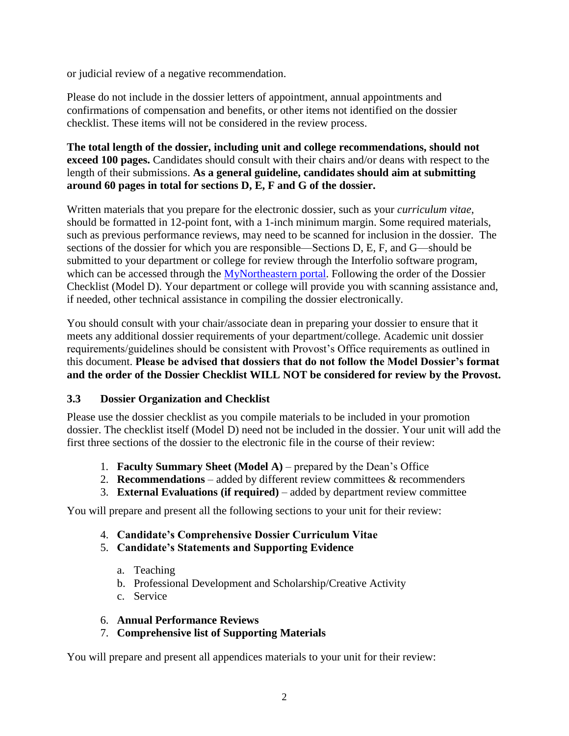or judicial review of a negative recommendation.

Please do not include in the dossier letters of appointment, annual appointments and confirmations of compensation and benefits, or other items not identified on the dossier checklist. These items will not be considered in the review process.

**The total length of the dossier, including unit and college recommendations, should not exceed 100 pages.** Candidates should consult with their chairs and/or deans with respect to the length of their submissions. **As a general guideline, candidates should aim at submitting around 60 pages in total for sections D, E, F and G of the dossier.**

Written materials that you prepare for the electronic dossier, such as your *curriculum vitae*, should be formatted in 12-point font, with a 1-inch minimum margin. Some required materials, such as previous performance reviews, may need to be scanned for inclusion in the dossier. The sections of the dossier for which you are responsible—Sections D, E, F, and G—should be submitted to your department or college for review through the Interfolio software program, which can be accessed through the [MyNortheastern portal](). Following the order of the Dossier Checklist (Model D). Your department or college will provide you with scanning assistance and, if needed, other technical assistance in compiling the dossier electronically.

You should consult with your chair/associate dean in preparing your dossier to ensure that it meets any additional dossier requirements of your department/college. Academic unit dossier requirements/guidelines should be consistent with Provost's Office requirements as outlined in this document. **Please be advised that dossiers that do not follow the Model Dossier's format and the order of the Dossier Checklist WILL NOT be considered for review by the Provost.**

### 3.3 Dossier Organization and Checklist

Please use the dossier checklist as you compile materials to be included in your promotion dossier. The checklist itself (Model D) need not be included in the dossier. Your unit will add the first three sections of the dossier to the electronic file in the course of their review:

1. **Faculty Summary Sheet (Model A)** – prepared by the Dean's Office
2. **Recommendations** – added by different review committees & recommenders
3. **External Evaluations (if required)** – added by department review committee

You will prepare and present all the following sections to your unit for their review:

4. **Candidate's Comprehensive Dossier Curriculum Vitae**
5. **Candidate's Statements and Supporting Evidence**
   a. Teaching
   b. Professional Development and Scholarship/Creative Activity
   c. Service
6. **Annual Performance Reviews**
7. **Comprehensive list of Supporting Materials**

You will prepare and present all appendices materials to your unit for their review: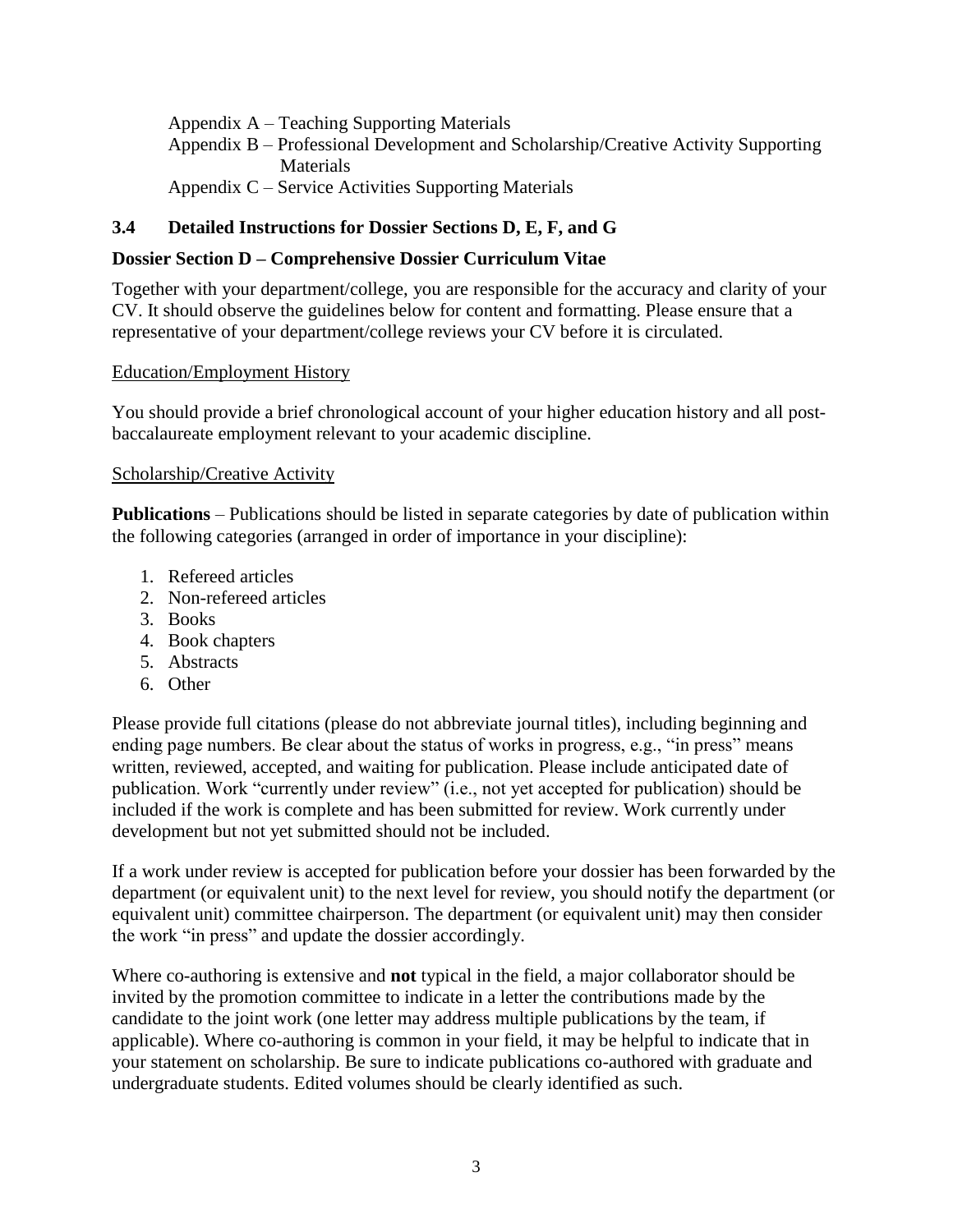Appendix A – Teaching Supporting Materials
Appendix B – Professional Development and Scholarship/Creative Activity Supporting Materials
Appendix C – Service Activities Supporting Materials

### 3.4 Detailed Instructions for Dossier Sections D, E, F, and G

#### Dossier Section D – Comprehensive Dossier Curriculum Vitae

Together with your department/college, you are responsible for the accuracy and clarity of your CV. It should observe the guidelines below for content and formatting. Please ensure that a representative of your department/college reviews your CV before it is circulated.

<u>Education/Employment History</u>

You should provide a brief chronological account of your higher education history and all post-baccalaureate employment relevant to your academic discipline.

<u>Scholarship/Creative Activity</u>

**Publications** – Publications should be listed in separate categories by date of publication within the following categories (arranged in order of importance in your discipline):

1. Refereed articles
2. Non-refereed articles
3. Books
4. Book chapters
5. Abstracts
6. Other

Please provide full citations (please do not abbreviate journal titles), including beginning and ending page numbers. Be clear about the status of works in progress, e.g., "in press" means written, reviewed, accepted, and waiting for publication. Please include anticipated date of publication. Work "currently under review" (i.e., not yet accepted for publication) should be included if the work is complete and has been submitted for review. Work currently under development but not yet submitted should not be included.

If a work under review is accepted for publication before your dossier has been forwarded by the department (or equivalent unit) to the next level for review, you should notify the department (or equivalent unit) committee chairperson. The department (or equivalent unit) may then consider the work "in press" and update the dossier accordingly.

Where co-authoring is extensive and **not** typical in the field, a major collaborator should be invited by the promotion committee to indicate in a letter the contributions made by the candidate to the joint work (one letter may address multiple publications by the team, if applicable). Where co-authoring is common in your field, it may be helpful to indicate that in your statement on scholarship. Be sure to indicate publications co-authored with graduate and undergraduate students. Edited volumes should be clearly identified as such.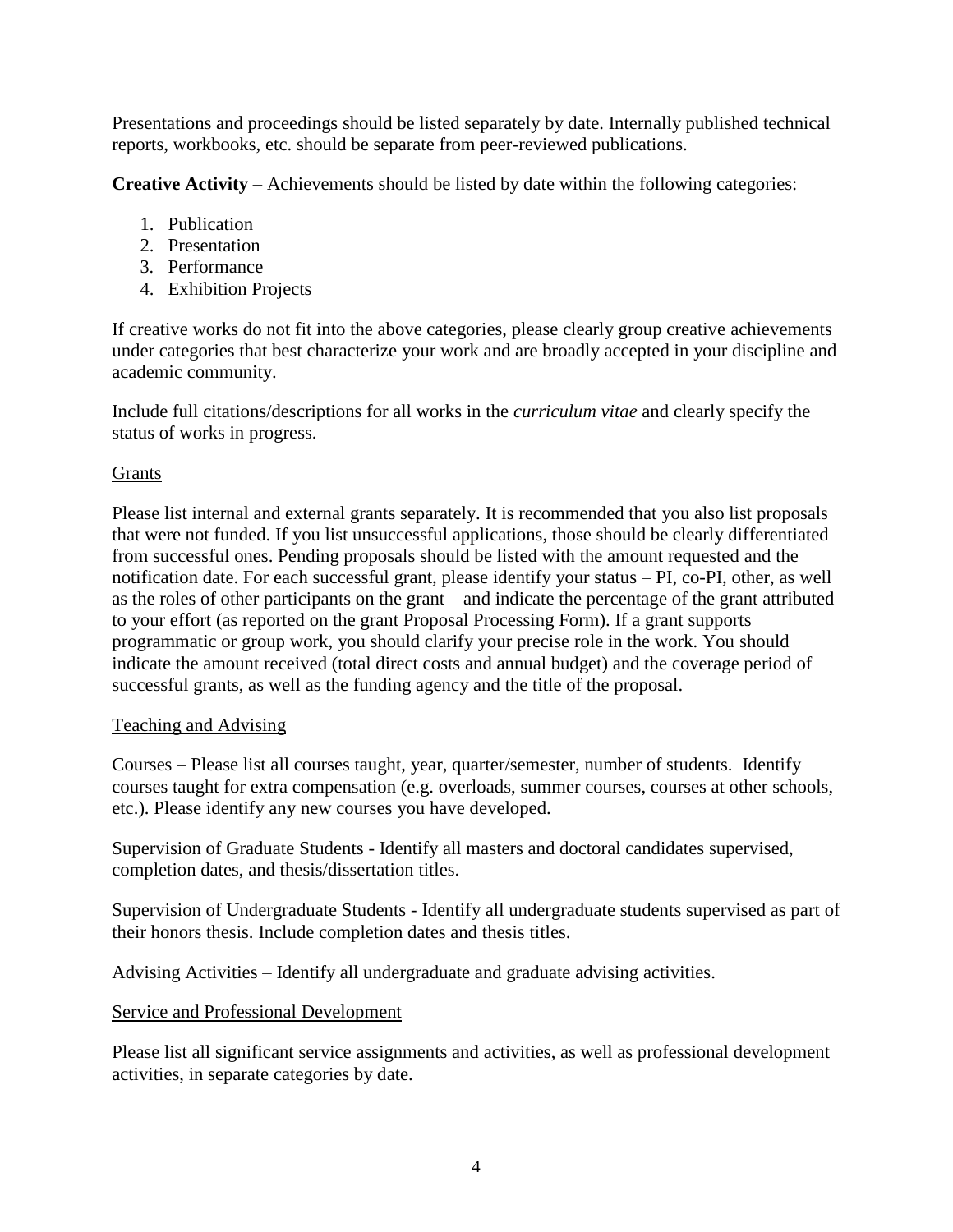Presentations and proceedings should be listed separately by date. Internally published technical reports, workbooks, etc. should be separate from peer-reviewed publications.

**Creative Activity** – Achievements should be listed by date within the following categories:

1. Publication
2. Presentation
3. Performance
4. Exhibition Projects

If creative works do not fit into the above categories, please clearly group creative achievements under categories that best characterize your work and are broadly accepted in your discipline and academic community.

Include full citations/descriptions for all works in the *curriculum vitae* and clearly specify the status of works in progress.

<u>Grants</u>

Please list internal and external grants separately. It is recommended that you also list proposals that were not funded. If you list unsuccessful applications, those should be clearly differentiated from successful ones. Pending proposals should be listed with the amount requested and the notification date. For each successful grant, please identify your status – PI, co-PI, other, as well as the roles of other participants on the grant—and indicate the percentage of the grant attributed to your effort (as reported on the grant Proposal Processing Form). If a grant supports programmatic or group work, you should clarify your precise role in the work. You should indicate the amount received (total direct costs and annual budget) and the coverage period of successful grants, as well as the funding agency and the title of the proposal.

<u>Teaching and Advising</u>

Courses – Please list all courses taught, year, quarter/semester, number of students. Identify courses taught for extra compensation (e.g. overloads, summer courses, courses at other schools, etc.). Please identify any new courses you have developed.

Supervision of Graduate Students - Identify all masters and doctoral candidates supervised, completion dates, and thesis/dissertation titles.

Supervision of Undergraduate Students - Identify all undergraduate students supervised as part of their honors thesis. Include completion dates and thesis titles.

Advising Activities – Identify all undergraduate and graduate advising activities.

<u>Service and Professional Development</u>

Please list all significant service assignments and activities, as well as professional development activities, in separate categories by date.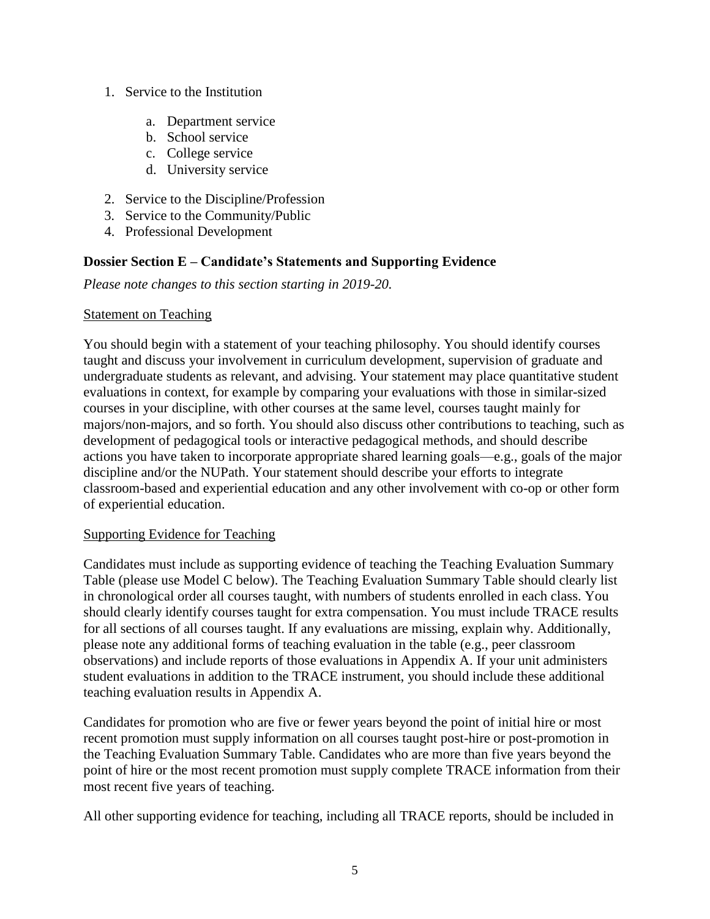1. Service to the Institution

    a. Department service
    b. School service
    c. College service
    d. University service

2. Service to the Discipline/Profession
3. Service to the Community/Public
4. Professional Development

### Dossier Section E – Candidate's Statements and Supporting Evidence

*Please note changes to this section starting in 2019-20.*

<u>Statement on Teaching</u>

You should begin with a statement of your teaching philosophy. You should identify courses taught and discuss your involvement in curriculum development, supervision of graduate and undergraduate students as relevant, and advising. Your statement may place quantitative student evaluations in context, for example by comparing your evaluations with those in similar-sized courses in your discipline, with other courses at the same level, courses taught mainly for majors/non-majors, and so forth. You should also discuss other contributions to teaching, such as development of pedagogical tools or interactive pedagogical methods, and should describe actions you have taken to incorporate appropriate shared learning goals—e.g., goals of the major discipline and/or the NUPath. Your statement should describe your efforts to integrate classroom-based and experiential education and any other involvement with co-op or other form of experiential education.

<u>Supporting Evidence for Teaching</u>

Candidates must include as supporting evidence of teaching the Teaching Evaluation Summary Table (please use Model C below). The Teaching Evaluation Summary Table should clearly list in chronological order all courses taught, with numbers of students enrolled in each class. You should clearly identify courses taught for extra compensation. You must include TRACE results for all sections of all courses taught. If any evaluations are missing, explain why. Additionally, please note any additional forms of teaching evaluation in the table (e.g., peer classroom observations) and include reports of those evaluations in Appendix A. If your unit administers student evaluations in addition to the TRACE instrument, you should include these additional teaching evaluation results in Appendix A.

Candidates for promotion who are five or fewer years beyond the point of initial hire or most recent promotion must supply information on all courses taught post-hire or post-promotion in the Teaching Evaluation Summary Table. Candidates who are more than five years beyond the point of hire or the most recent promotion must supply complete TRACE information from their most recent five years of teaching.

All other supporting evidence for teaching, including all TRACE reports, should be included in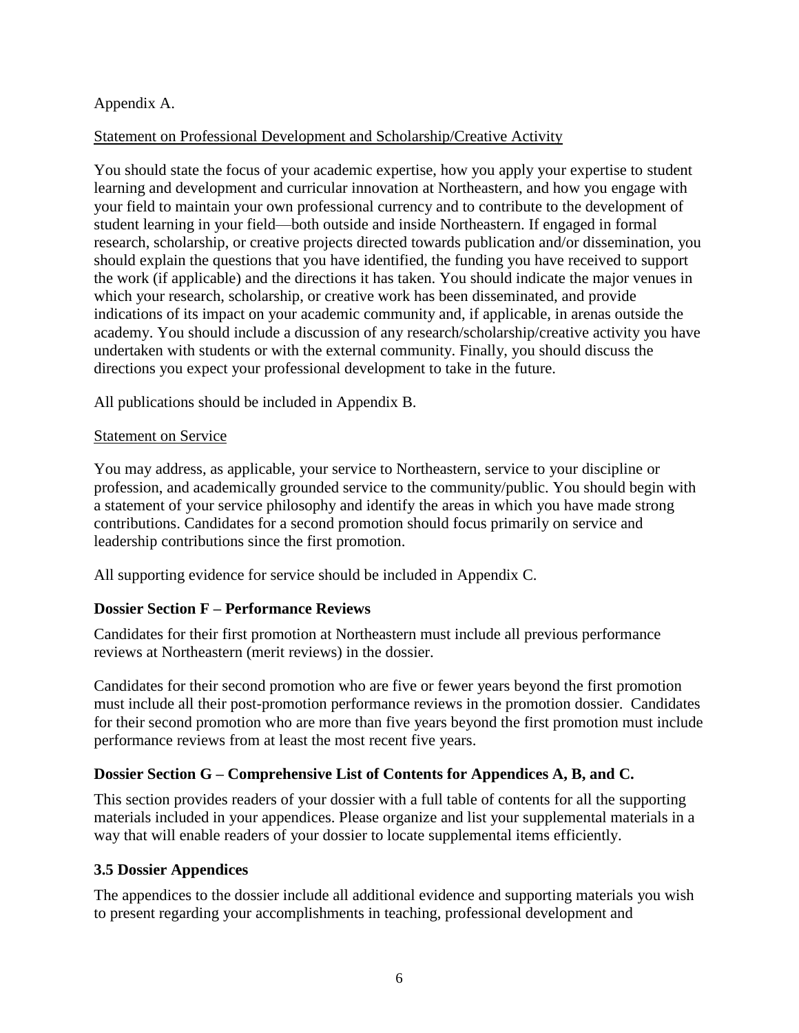Appendix A.

Statement on Professional Development and Scholarship/Creative Activity

You should state the focus of your academic expertise, how you apply your expertise to student learning and development and curricular innovation at Northeastern, and how you engage with your field to maintain your own professional currency and to contribute to the development of student learning in your field—both outside and inside Northeastern. If engaged in formal research, scholarship, or creative projects directed towards publication and/or dissemination, you should explain the questions that you have identified, the funding you have received to support the work (if applicable) and the directions it has taken. You should indicate the major venues in which your research, scholarship, or creative work has been disseminated, and provide indications of its impact on your academic community and, if applicable, in arenas outside the academy. You should include a discussion of any research/scholarship/creative activity you have undertaken with students or with the external community. Finally, you should discuss the directions you expect your professional development to take in the future.

All publications should be included in Appendix B.

Statement on Service

You may address, as applicable, your service to Northeastern, service to your discipline or profession, and academically grounded service to the community/public. You should begin with a statement of your service philosophy and identify the areas in which you have made strong contributions. Candidates for a second promotion should focus primarily on service and leadership contributions since the first promotion.

All supporting evidence for service should be included in Appendix C.

### Dossier Section F – Performance Reviews

Candidates for their first promotion at Northeastern must include all previous performance reviews at Northeastern (merit reviews) in the dossier.

Candidates for their second promotion who are five or fewer years beyond the first promotion must include all their post-promotion performance reviews in the promotion dossier. Candidates for their second promotion who are more than five years beyond the first promotion must include performance reviews from at least the most recent five years.

### Dossier Section G – Comprehensive List of Contents for Appendices A, B, and C.

This section provides readers of your dossier with a full table of contents for all the supporting materials included in your appendices. Please organize and list your supplemental materials in a way that will enable readers of your dossier to locate supplemental items efficiently.

### 3.5 Dossier Appendices

The appendices to the dossier include all additional evidence and supporting materials you wish to present regarding your accomplishments in teaching, professional development and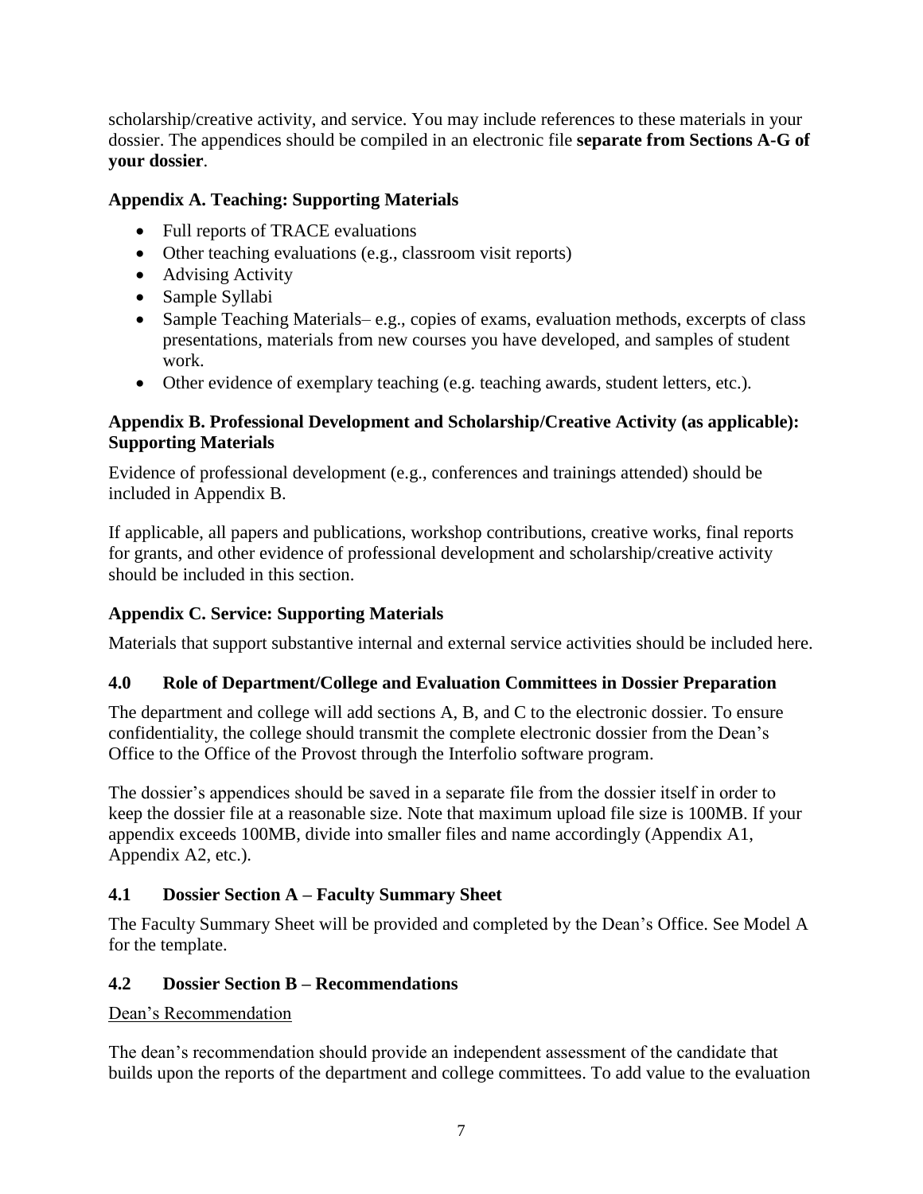scholarship/creative activity, and service. You may include references to these materials in your dossier. The appendices should be compiled in an electronic file **separate from Sections A-G of your dossier**.

### Appendix A. Teaching: Supporting Materials

- Full reports of TRACE evaluations
- Other teaching evaluations (e.g., classroom visit reports)
- Advising Activity
- Sample Syllabi
- Sample Teaching Materials– e.g., copies of exams, evaluation methods, excerpts of class presentations, materials from new courses you have developed, and samples of student work.
- Other evidence of exemplary teaching (e.g. teaching awards, student letters, etc.).

### Appendix B. Professional Development and Scholarship/Creative Activity (as applicable): Supporting Materials

Evidence of professional development (e.g., conferences and trainings attended) should be included in Appendix B.

If applicable, all papers and publications, workshop contributions, creative works, final reports for grants, and other evidence of professional development and scholarship/creative activity should be included in this section.

### Appendix C. Service: Supporting Materials

Materials that support substantive internal and external service activities should be included here.

## 4.0 Role of Department/College and Evaluation Committees in Dossier Preparation

The department and college will add sections A, B, and C to the electronic dossier. To ensure confidentiality, the college should transmit the complete electronic dossier from the Dean's Office to the Office of the Provost through the Interfolio software program.

The dossier's appendices should be saved in a separate file from the dossier itself in order to keep the dossier file at a reasonable size. Note that maximum upload file size is 100MB. If your appendix exceeds 100MB, divide into smaller files and name accordingly (Appendix A1, Appendix A2, etc.).

### 4.1 Dossier Section A – Faculty Summary Sheet

The Faculty Summary Sheet will be provided and completed by the Dean's Office. See Model A for the template.

### 4.2 Dossier Section B – Recommendations

<u>Dean's Recommendation</u>

The dean's recommendation should provide an independent assessment of the candidate that builds upon the reports of the department and college committees. To add value to the evaluation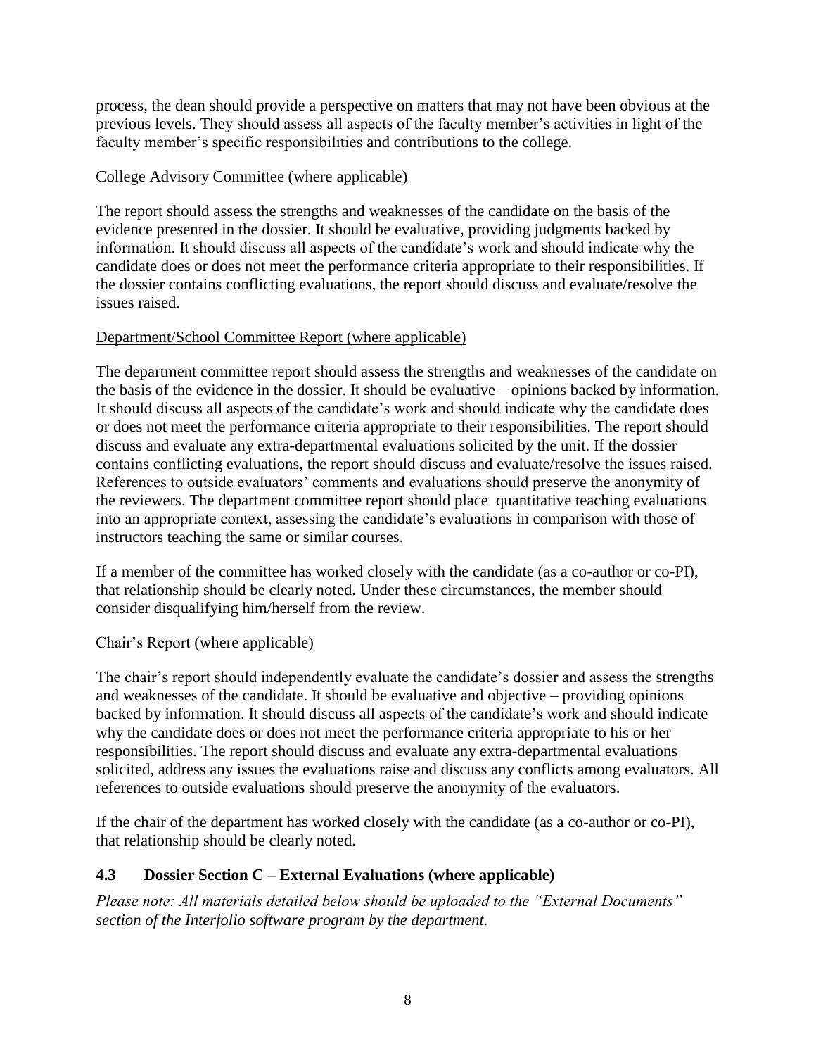process, the dean should provide a perspective on matters that may not have been obvious at the previous levels. They should assess all aspects of the faculty member's activities in light of the faculty member's specific responsibilities and contributions to the college.

College Advisory Committee (where applicable)

The report should assess the strengths and weaknesses of the candidate on the basis of the evidence presented in the dossier. It should be evaluative, providing judgments backed by information. It should discuss all aspects of the candidate's work and should indicate why the candidate does or does not meet the performance criteria appropriate to their responsibilities. If the dossier contains conflicting evaluations, the report should discuss and evaluate/resolve the issues raised.

Department/School Committee Report (where applicable)

The department committee report should assess the strengths and weaknesses of the candidate on the basis of the evidence in the dossier. It should be evaluative – opinions backed by information. It should discuss all aspects of the candidate's work and should indicate why the candidate does or does not meet the performance criteria appropriate to their responsibilities. The report should discuss and evaluate any extra-departmental evaluations solicited by the unit. If the dossier contains conflicting evaluations, the report should discuss and evaluate/resolve the issues raised. References to outside evaluators' comments and evaluations should preserve the anonymity of the reviewers. The department committee report should place quantitative teaching evaluations into an appropriate context, assessing the candidate's evaluations in comparison with those of instructors teaching the same or similar courses.

If a member of the committee has worked closely with the candidate (as a co-author or co-PI), that relationship should be clearly noted. Under these circumstances, the member should consider disqualifying him/herself from the review.

Chair's Report (where applicable)

The chair's report should independently evaluate the candidate's dossier and assess the strengths and weaknesses of the candidate. It should be evaluative and objective – providing opinions backed by information. It should discuss all aspects of the candidate's work and should indicate why the candidate does or does not meet the performance criteria appropriate to his or her responsibilities. The report should discuss and evaluate any extra-departmental evaluations solicited, address any issues the evaluations raise and discuss any conflicts among evaluators. All references to outside evaluations should preserve the anonymity of the evaluators.

If the chair of the department has worked closely with the candidate (as a co-author or co-PI), that relationship should be clearly noted.

### 4.3 Dossier Section C – External Evaluations (where applicable)

*Please note: All materials detailed below should be uploaded to the "External Documents" section of the Interfolio software program by the department.*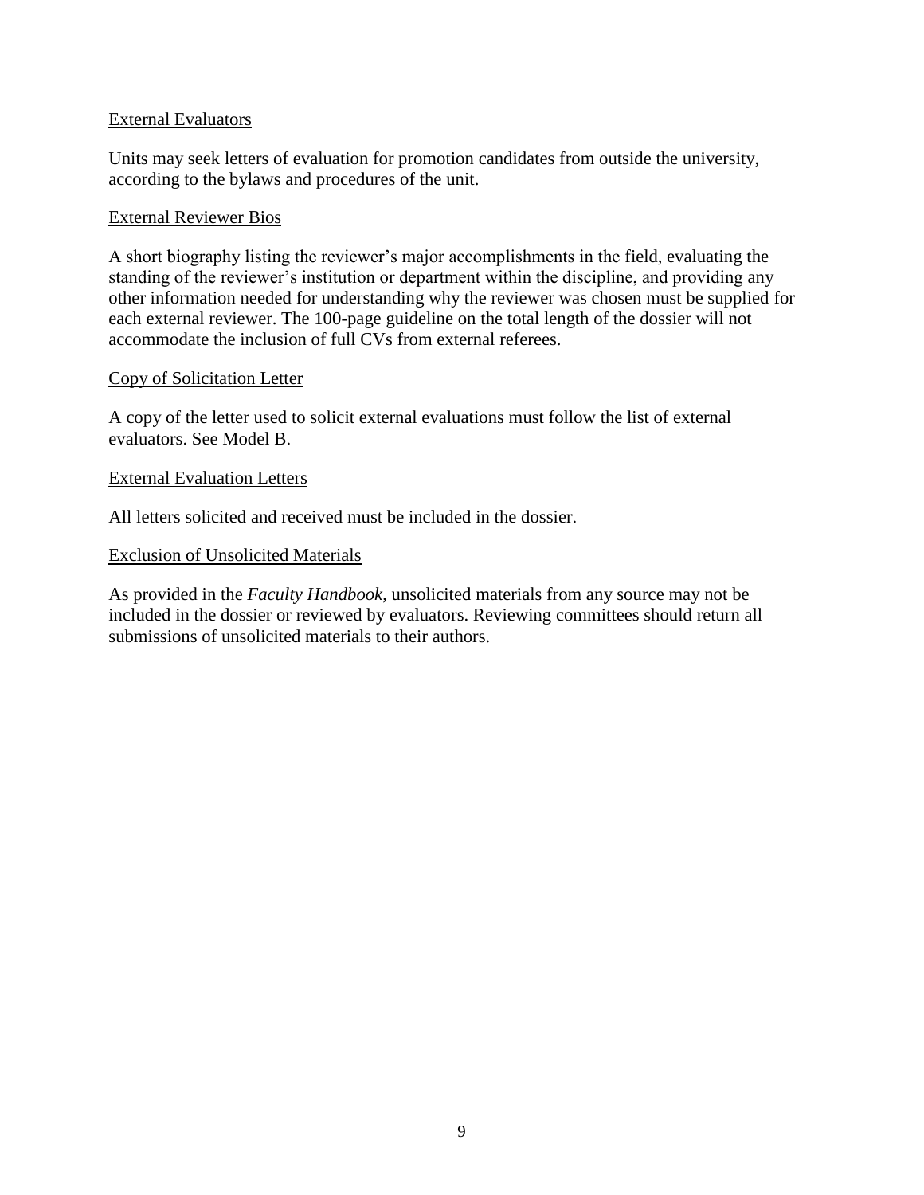### External Evaluators

Units may seek letters of evaluation for promotion candidates from outside the university, according to the bylaws and procedures of the unit.

### External Reviewer Bios

A short biography listing the reviewer's major accomplishments in the field, evaluating the standing of the reviewer's institution or department within the discipline, and providing any other information needed for understanding why the reviewer was chosen must be supplied for each external reviewer. The 100-page guideline on the total length of the dossier will not accommodate the inclusion of full CVs from external referees.

### Copy of Solicitation Letter

A copy of the letter used to solicit external evaluations must follow the list of external evaluators. See Model B.

### External Evaluation Letters

All letters solicited and received must be included in the dossier.

### Exclusion of Unsolicited Materials

As provided in the *Faculty Handbook*, unsolicited materials from any source may not be included in the dossier or reviewed by evaluators. Reviewing committees should return all submissions of unsolicited materials to their authors.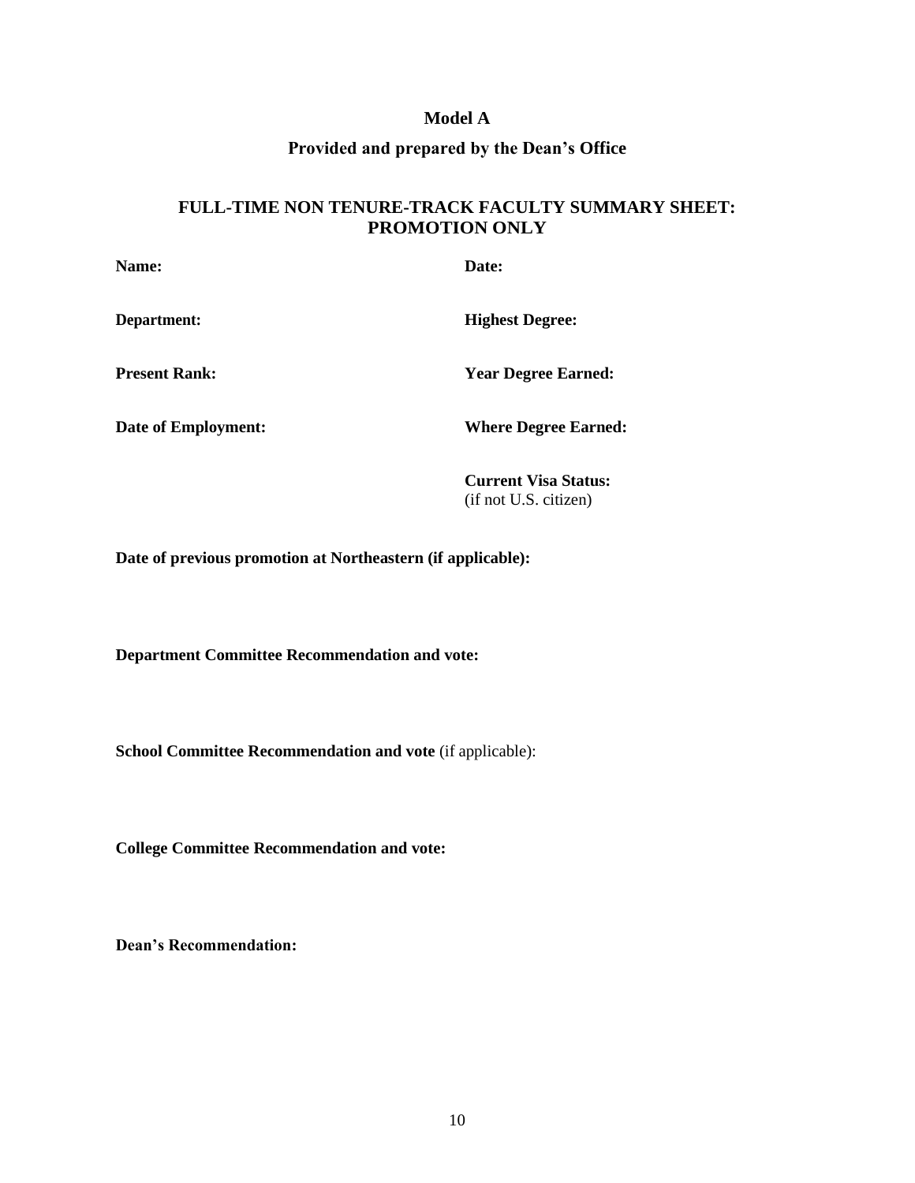## Model A

## Provided and prepared by the Dean's Office

### FULL-TIME NON TENURE-TRACK FACULTY SUMMARY SHEET: PROMOTION ONLY

**Name:**

**Date:**

**Department:**

**Highest Degree:**

**Present Rank:**

**Year Degree Earned:**

**Date of Employment:**

**Where Degree Earned:**

**Current Visa Status:**
(if not U.S. citizen)

**Date of previous promotion at Northeastern (if applicable):**

**Department Committee Recommendation and vote:**

**School Committee Recommendation and vote** (if applicable):

**College Committee Recommendation and vote:**

**Dean's Recommendation:**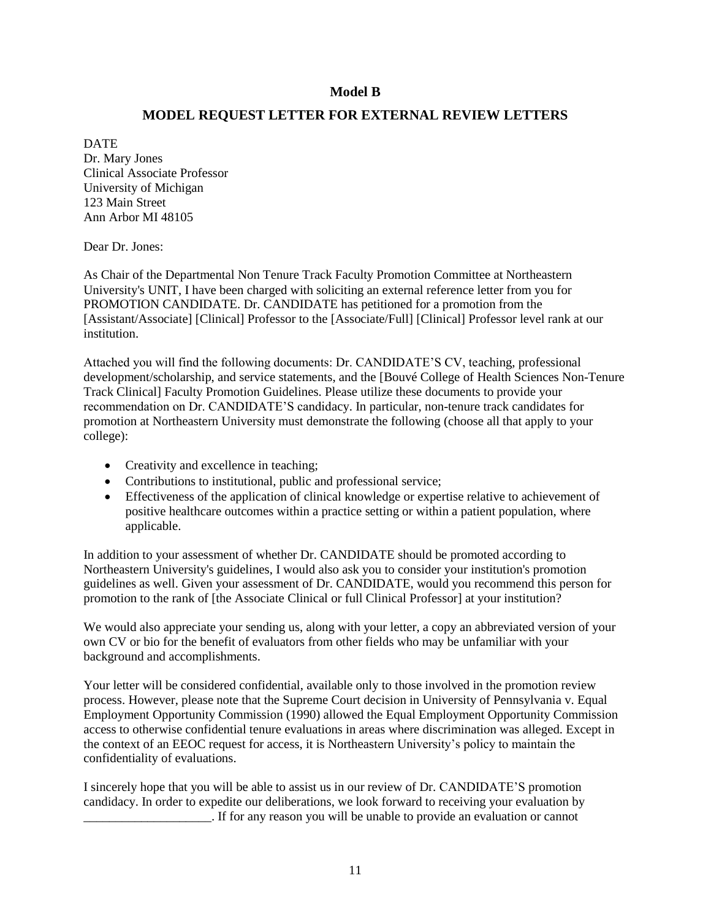**Model B**

**MODEL REQUEST LETTER FOR EXTERNAL REVIEW LETTERS**

DATE
Dr. Mary Jones
Clinical Associate Professor
University of Michigan
123 Main Street
Ann Arbor MI 48105

Dear Dr. Jones:

As Chair of the Departmental Non Tenure Track Faculty Promotion Committee at Northeastern University's UNIT, I have been charged with soliciting an external reference letter from you for PROMOTION CANDIDATE. Dr. CANDIDATE has petitioned for a promotion from the [Assistant/Associate] [Clinical] Professor to the [Associate/Full] [Clinical] Professor level rank at our institution.

Attached you will find the following documents: Dr. CANDIDATE'S CV, teaching, professional development/scholarship, and service statements, and the [Bouvé College of Health Sciences Non-Tenure Track Clinical] Faculty Promotion Guidelines. Please utilize these documents to provide your recommendation on Dr. CANDIDATE'S candidacy. In particular, non-tenure track candidates for promotion at Northeastern University must demonstrate the following (choose all that apply to your college):

- Creativity and excellence in teaching;
- Contributions to institutional, public and professional service;
- Effectiveness of the application of clinical knowledge or expertise relative to achievement of positive healthcare outcomes within a practice setting or within a patient population, where applicable.

In addition to your assessment of whether Dr. CANDIDATE should be promoted according to Northeastern University's guidelines, I would also ask you to consider your institution's promotion guidelines as well. Given your assessment of Dr. CANDIDATE, would you recommend this person for promotion to the rank of [the Associate Clinical or full Clinical Professor] at your institution?

We would also appreciate your sending us, along with your letter, a copy an abbreviated version of your own CV or bio for the benefit of evaluators from other fields who may be unfamiliar with your background and accomplishments.

Your letter will be considered confidential, available only to those involved in the promotion review process. However, please note that the Supreme Court decision in University of Pennsylvania v. Equal Employment Opportunity Commission (1990) allowed the Equal Employment Opportunity Commission access to otherwise confidential tenure evaluations in areas where discrimination was alleged. Except in the context of an EEOC request for access, it is Northeastern University's policy to maintain the confidentiality of evaluations.

I sincerely hope that you will be able to assist us in our review of Dr. CANDIDATE'S promotion candidacy. In order to expedite our deliberations, we look forward to receiving your evaluation by ____________________. If for any reason you will be unable to provide an evaluation or cannot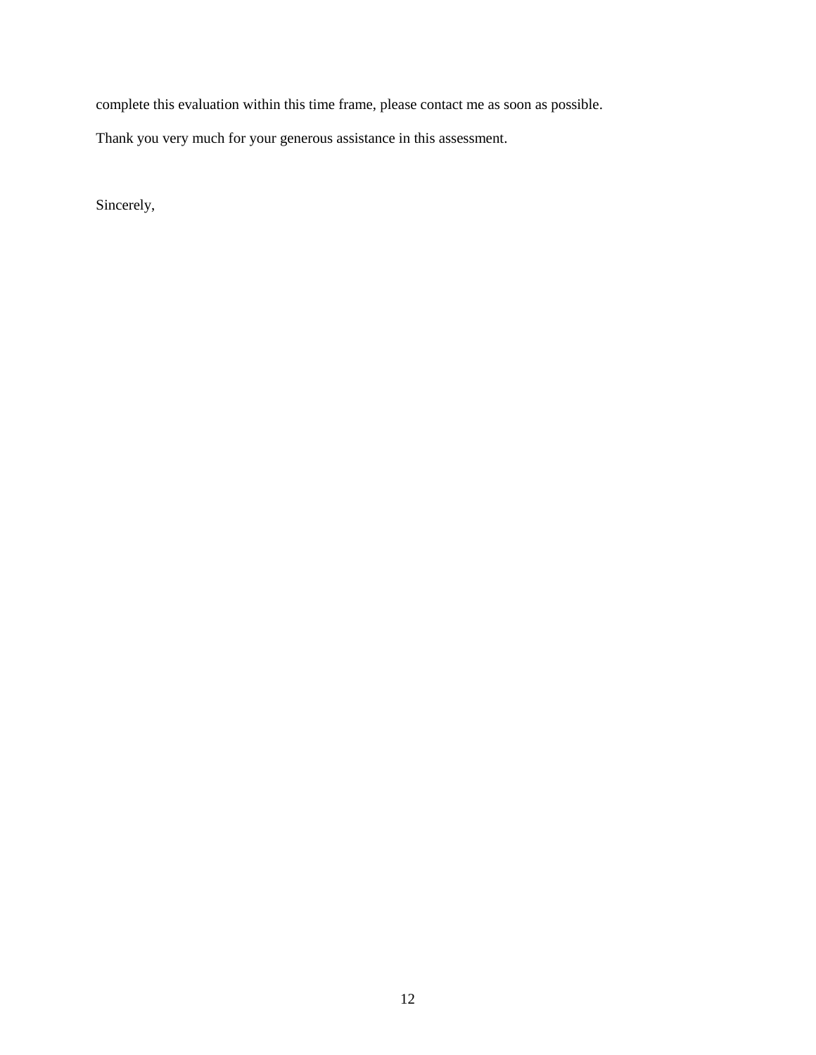complete this evaluation within this time frame, please contact me as soon as possible.

Thank you very much for your generous assistance in this assessment.

Sincerely,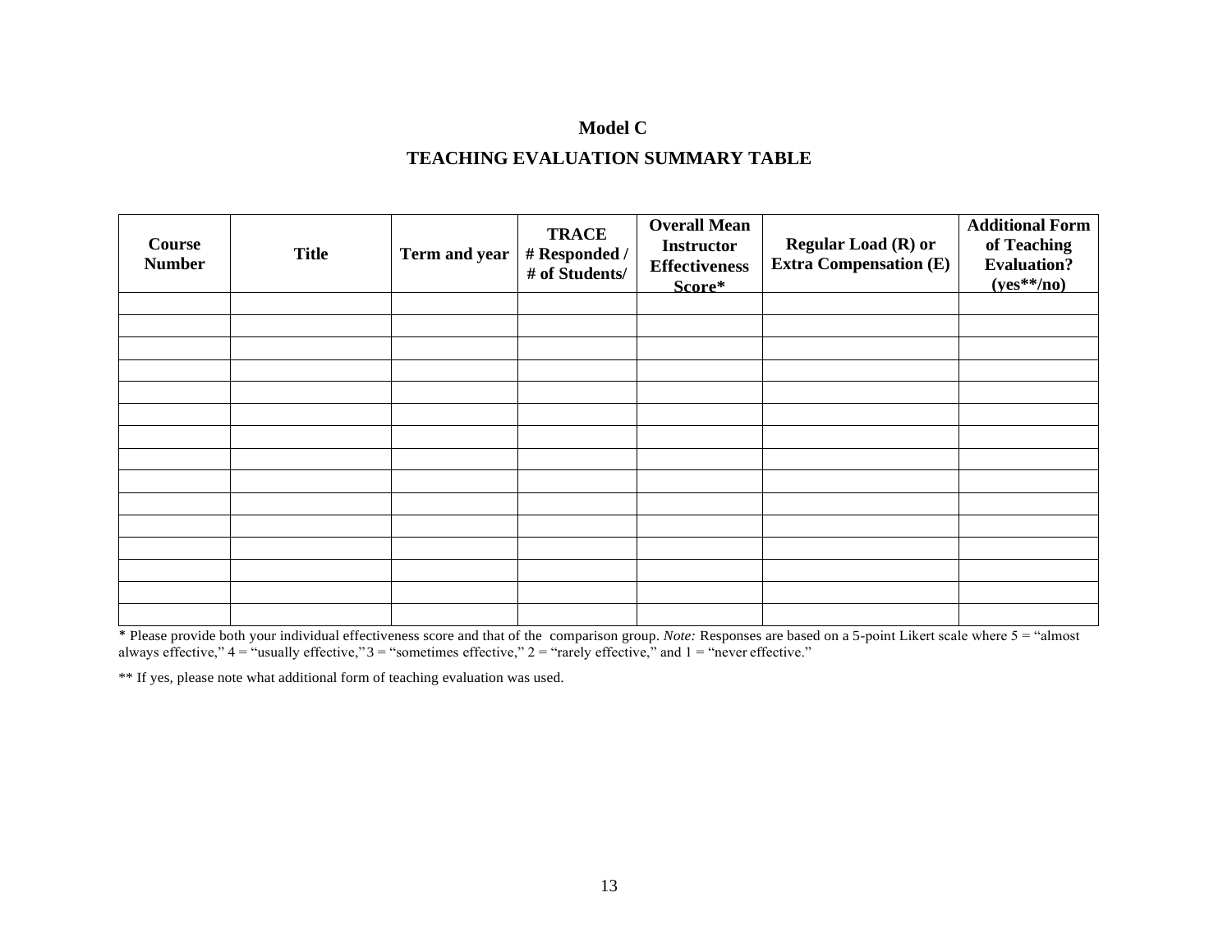## Model C

## TEACHING EVALUATION SUMMARY TABLE

| Course Number | Title | Term and year | TRACE # Responded / # of Students/ | Overall Mean Instructor Effectiveness Score* | Regular Load (R) or Extra Compensation (E) | Additional Form of Teaching Evaluation? (yes**/no) |
|---|---|---|---|---|---|---|
| | | | | | | |
| | | | | | | |
| | | | | | | |
| | | | | | | |
| | | | | | | |
| | | | | | | |
| | | | | | | |
| | | | | | | |
| | | | | | | |
| | | | | | | |
| | | | | | | |
| | | | | | | |
| | | | | | | |
| | | | | | | |
| | | | | | | |

* Please provide both your individual effectiveness score and that of the comparison group. *Note:* Responses are based on a 5-point Likert scale where 5 = "almost always effective," 4 = "usually effective," 3 = "sometimes effective," 2 = "rarely effective," and 1 = "never effective."

** If yes, please note what additional form of teaching evaluation was used.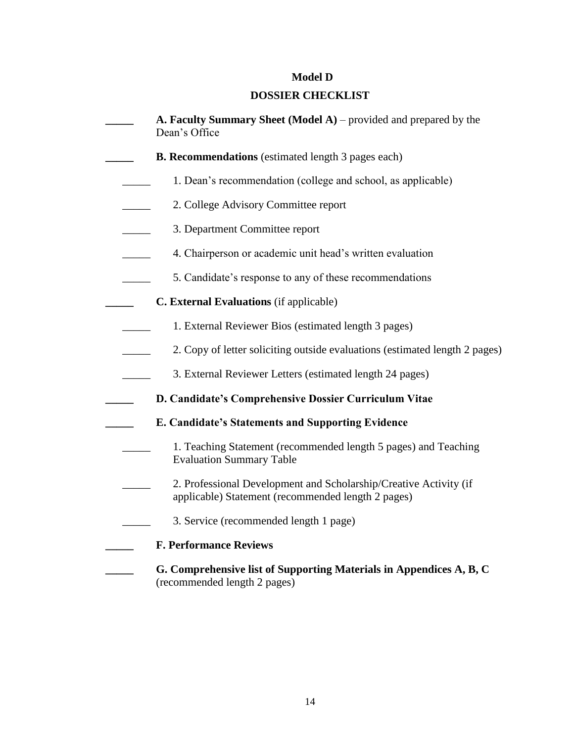## Model D

## DOSSIER CHECKLIST

_____ **A. Faculty Summary Sheet (Model A)** – provided and prepared by the Dean's Office

_____ **B. Recommendations** (estimated length 3 pages each)

- _____ 1. Dean's recommendation (college and school, as applicable)
- _____ 2. College Advisory Committee report
- _____ 3. Department Committee report
- _____ 4. Chairperson or academic unit head's written evaluation
- _____ 5. Candidate's response to any of these recommendations

_____ **C. External Evaluations** (if applicable)

- _____ 1. External Reviewer Bios (estimated length 3 pages)
- _____ 2. Copy of letter soliciting outside evaluations (estimated length 2 pages)
- _____ 3. External Reviewer Letters (estimated length 24 pages)

_____ **D. Candidate's Comprehensive Dossier Curriculum Vitae**

_____ **E. Candidate's Statements and Supporting Evidence**

- _____ 1. Teaching Statement (recommended length 5 pages) and Teaching Evaluation Summary Table
- _____ 2. Professional Development and Scholarship/Creative Activity (if applicable) Statement (recommended length 2 pages)
- _____ 3. Service (recommended length 1 page)

_____ **F. Performance Reviews**

_____ **G. Comprehensive list of Supporting Materials in Appendices A, B, C** (recommended length 2 pages)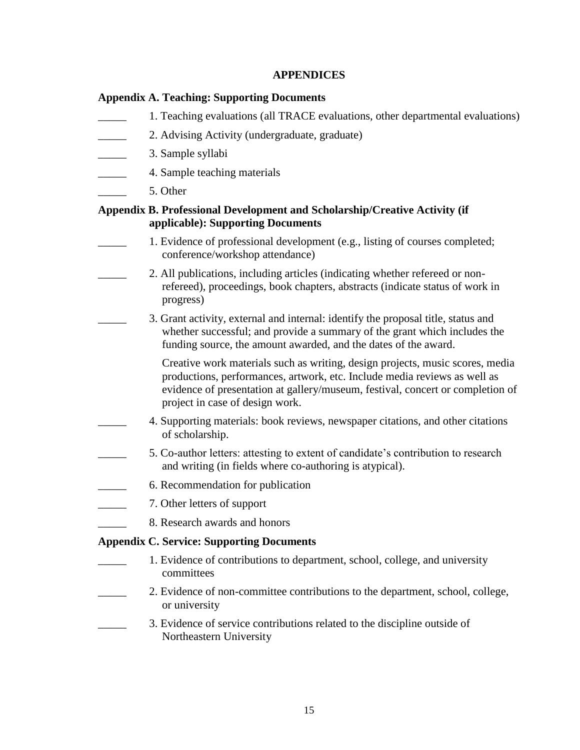# APPENDICES

**Appendix A. Teaching: Supporting Documents**

_____ 1. Teaching evaluations (all TRACE evaluations, other departmental evaluations)

_____ 2. Advising Activity (undergraduate, graduate)

_____ 3. Sample syllabi

_____ 4. Sample teaching materials

_____ 5. Other

**Appendix B. Professional Development and Scholarship/Creative Activity (if applicable): Supporting Documents**

_____ 1. Evidence of professional development (e.g., listing of courses completed; conference/workshop attendance)

_____ 2. All publications, including articles (indicating whether refereed or non-refereed), proceedings, book chapters, abstracts (indicate status of work in progress)

_____ 3. Grant activity, external and internal: identify the proposal title, status and whether successful; and provide a summary of the grant which includes the funding source, the amount awarded, and the dates of the award.

Creative work materials such as writing, design projects, music scores, media productions, performances, artwork, etc. Include media reviews as well as evidence of presentation at gallery/museum, festival, concert or completion of project in case of design work.

_____ 4. Supporting materials: book reviews, newspaper citations, and other citations of scholarship.

_____ 5. Co-author letters: attesting to extent of candidate's contribution to research and writing (in fields where co-authoring is atypical).

_____ 6. Recommendation for publication

_____ 7. Other letters of support

_____ 8. Research awards and honors

**Appendix C. Service: Supporting Documents**

_____ 1. Evidence of contributions to department, school, college, and university committees

_____ 2. Evidence of non-committee contributions to the department, school, college, or university

_____ 3. Evidence of service contributions related to the discipline outside of Northeastern University